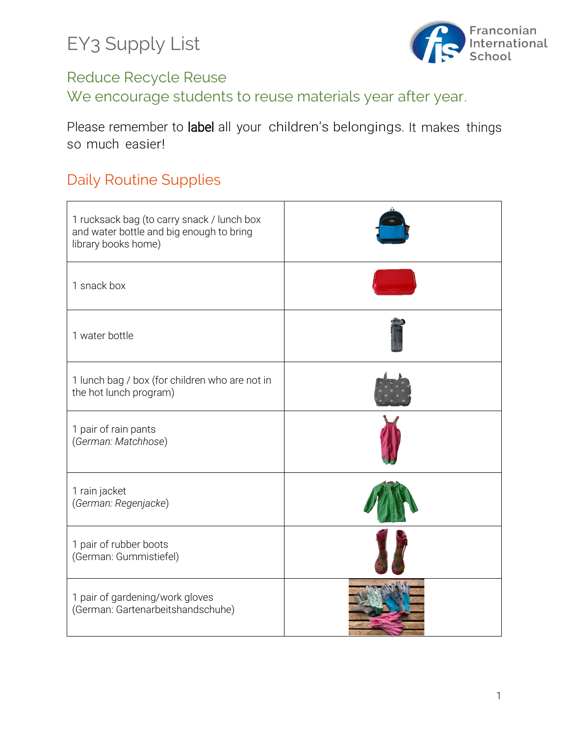# EY3 Supply List

## Reduce Recycle Reuse

## We encourage students to reuse materials year after year.

Please remember to label all your children's belongings. It makes things so much easier!

## Daily Routine Supplies

| | |
|---|---|
| 1 rucksack bag (to carry snack / lunch box and water bottle and big enough to bring library books home) | |
| 1 snack box | |
| 1 water bottle | |
| 1 lunch bag / box (for children who are not in the hot lunch program) | |
| 1 pair of rain pants (*German: Matchhose*) | |
| 1 rain jacket (*German: Regenjacke*) | |
| 1 pair of rubber boots (German: Gummistiefel) | |
| 1 pair of gardening/work gloves (German: Gartenarbeitshandschuhe) | |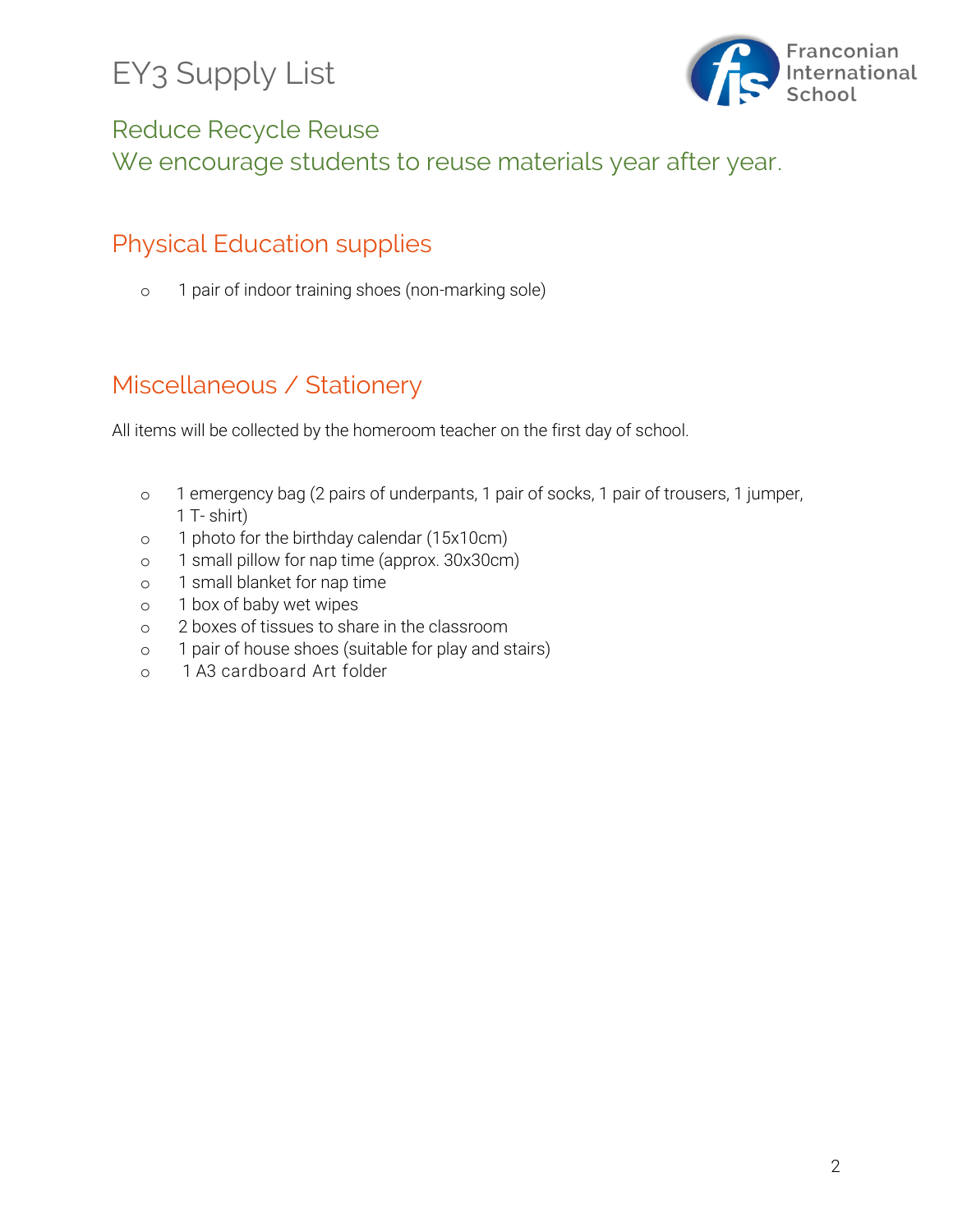# EY3 Supply List

Franconian International School

## Reduce Recycle Reuse
## We encourage students to reuse materials year after year.

## Physical Education supplies

- 1 pair of indoor training shoes (non-marking sole)

## Miscellaneous / Stationery

All items will be collected by the homeroom teacher on the first day of school.

- 1 emergency bag (2 pairs of underpants, 1 pair of socks, 1 pair of trousers, 1 jumper, 1 T- shirt)
- 1 photo for the birthday calendar (15x10cm)
- 1 small pillow for nap time (approx. 30x30cm)
- 1 small blanket for nap time
- 1 box of baby wet wipes
- 2 boxes of tissues to share in the classroom
- 1 pair of house shoes (suitable for play and stairs)
- 1 A3 cardboard Art folder